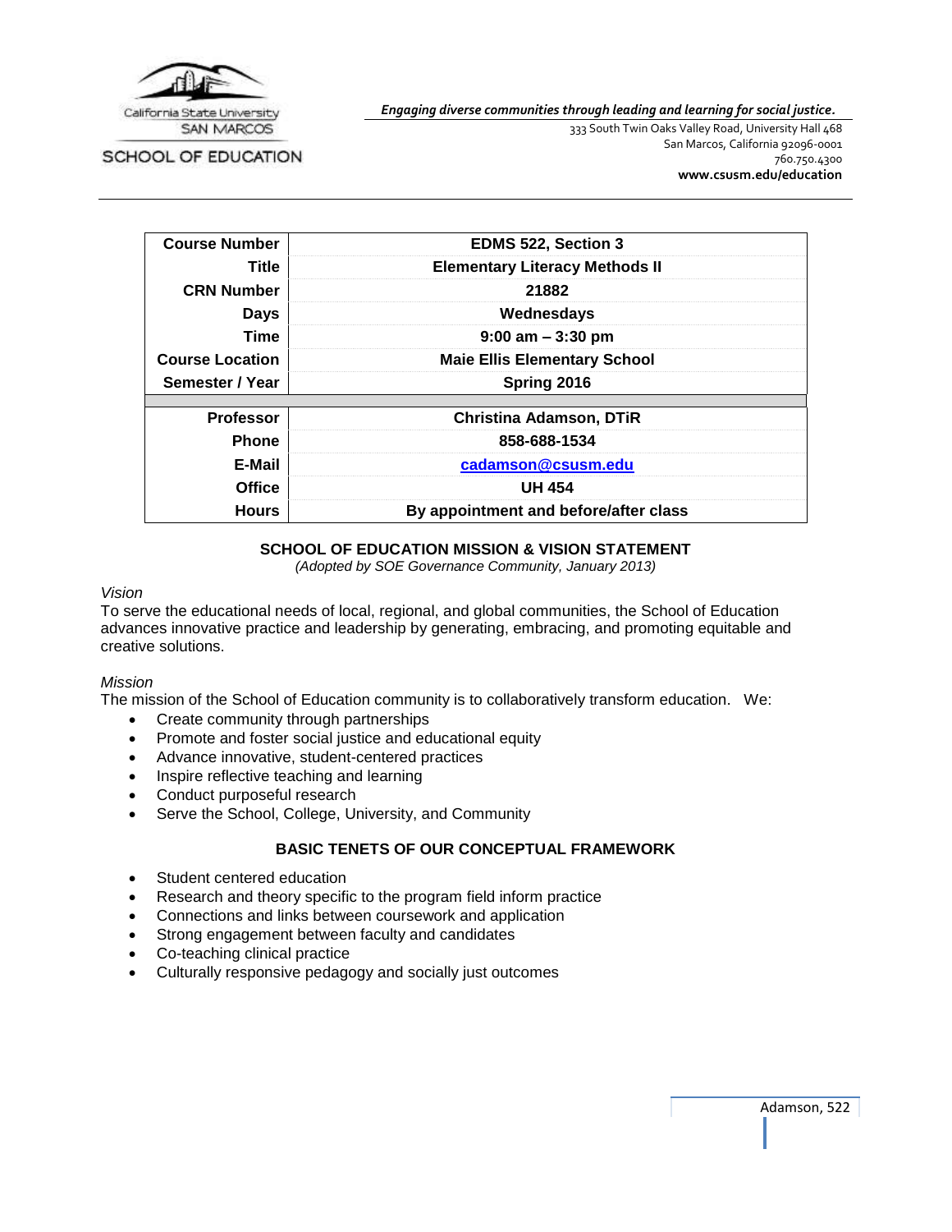California State University SAN MARCOS

SCHOOL OF EDUCATION

***Engaging diverse communities through leading and learning for social justice.***

333 South Twin Oaks Valley Road, University Hall 468
San Marcos, California 92096-0001
760.750.4300
**www.csusm.edu/education**

| | |
|---|---|
| **Course Number** | **EDMS 522, Section 3** |
| **Title** | **Elementary Literacy Methods II** |
| **CRN Number** | **21882** |
| **Days** | **Wednesdays** |
| **Time** | **9:00 am – 3:30 pm** |
| **Course Location** | **Maie Ellis Elementary School** |
| **Semester / Year** | **Spring 2016** |
| | |
| **Professor** | **Christina Adamson, DTiR** |
| **Phone** | **858-688-1534** |
| **E-Mail** | **cadamson@csusm.edu** |
| **Office** | **UH 454** |
| **Hours** | **By appointment and before/after class** |

## SCHOOL OF EDUCATION MISSION & VISION STATEMENT

*(Adopted by SOE Governance Community, January 2013)*

*Vision*

To serve the educational needs of local, regional, and global communities, the School of Education advances innovative practice and leadership by generating, embracing, and promoting equitable and creative solutions.

*Mission*

The mission of the School of Education community is to collaboratively transform education. We:

- Create community through partnerships
- Promote and foster social justice and educational equity
- Advance innovative, student-centered practices
- Inspire reflective teaching and learning
- Conduct purposeful research
- Serve the School, College, University, and Community

## BASIC TENETS OF OUR CONCEPTUAL FRAMEWORK

- Student centered education
- Research and theory specific to the program field inform practice
- Connections and links between coursework and application
- Strong engagement between faculty and candidates
- Co-teaching clinical practice
- Culturally responsive pedagogy and socially just outcomes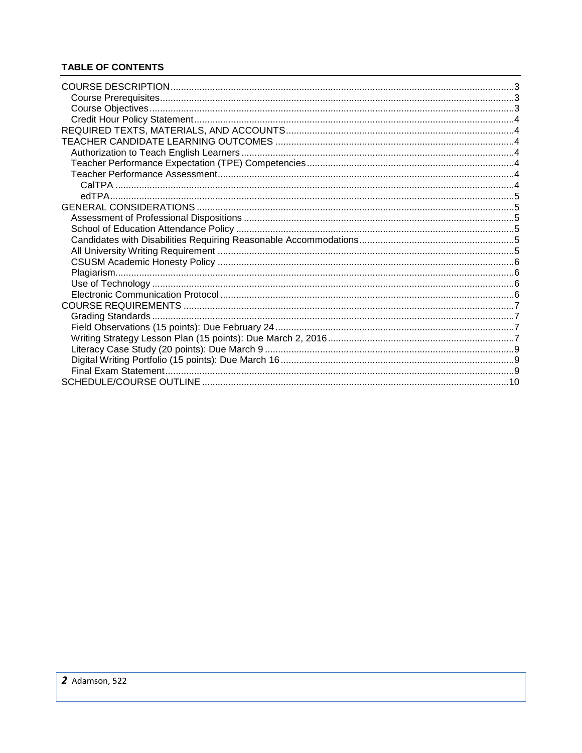**TABLE OF CONTENTS**

- COURSE DESCRIPTION .....3
  - Course Prerequisites .....3
  - Course Objectives .....3
  - Credit Hour Policy Statement .....4
- REQUIRED TEXTS, MATERIALS, AND ACCOUNTS .....4
- TEACHER CANDIDATE LEARNING OUTCOMES .....4
  - Authorization to Teach English Learners .....4
  - Teacher Performance Expectation (TPE) Competencies .....4
  - Teacher Performance Assessment .....4
    - CalTPA .....4
    - edTPA .....5
- GENERAL CONSIDERATIONS .....5
  - Assessment of Professional Dispositions .....5
  - School of Education Attendance Policy .....5
  - Candidates with Disabilities Requiring Reasonable Accommodations .....5
  - All University Writing Requirement .....5
  - CSUSM Academic Honesty Policy .....6
  - Plagiarism .....6
  - Use of Technology .....6
  - Electronic Communication Protocol .....6
- COURSE REQUIREMENTS .....7
  - Grading Standards .....7
  - Field Observations (15 points): Due February 24 .....7
  - Writing Strategy Lesson Plan (15 points): Due March 2, 2016 .....7
  - Literacy Case Study (20 points): Due March 9 .....9
  - Digital Writing Portfolio (15 points): Due March 16 .....9
  - Final Exam Statement .....9
- SCHEDULE/COURSE OUTLINE .....10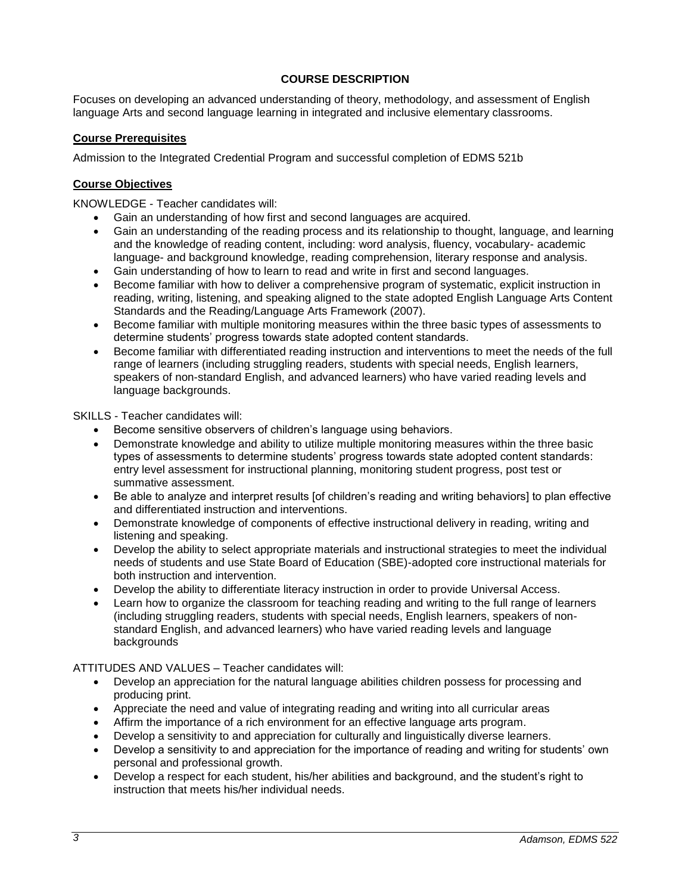## COURSE DESCRIPTION

Focuses on developing an advanced understanding of theory, methodology, and assessment of English language Arts and second language learning in integrated and inclusive elementary classrooms.

### Course Prerequisites

Admission to the Integrated Credential Program and successful completion of EDMS 521b

### Course Objectives

KNOWLEDGE - Teacher candidates will:

- Gain an understanding of how first and second languages are acquired.
- Gain an understanding of the reading process and its relationship to thought, language, and learning and the knowledge of reading content, including: word analysis, fluency, vocabulary- academic language- and background knowledge, reading comprehension, literary response and analysis.
- Gain understanding of how to learn to read and write in first and second languages.
- Become familiar with how to deliver a comprehensive program of systematic, explicit instruction in reading, writing, listening, and speaking aligned to the state adopted English Language Arts Content Standards and the Reading/Language Arts Framework (2007).
- Become familiar with multiple monitoring measures within the three basic types of assessments to determine students' progress towards state adopted content standards.
- Become familiar with differentiated reading instruction and interventions to meet the needs of the full range of learners (including struggling readers, students with special needs, English learners, speakers of non-standard English, and advanced learners) who have varied reading levels and language backgrounds.

SKILLS - Teacher candidates will:

- Become sensitive observers of children's language using behaviors.
- Demonstrate knowledge and ability to utilize multiple monitoring measures within the three basic types of assessments to determine students' progress towards state adopted content standards: entry level assessment for instructional planning, monitoring student progress, post test or summative assessment.
- Be able to analyze and interpret results [of children's reading and writing behaviors] to plan effective and differentiated instruction and interventions.
- Demonstrate knowledge of components of effective instructional delivery in reading, writing and listening and speaking.
- Develop the ability to select appropriate materials and instructional strategies to meet the individual needs of students and use State Board of Education (SBE)-adopted core instructional materials for both instruction and intervention.
- Develop the ability to differentiate literacy instruction in order to provide Universal Access.
- Learn how to organize the classroom for teaching reading and writing to the full range of learners (including struggling readers, students with special needs, English learners, speakers of non-standard English, and advanced learners) who have varied reading levels and language backgrounds

ATTITUDES AND VALUES – Teacher candidates will:

- Develop an appreciation for the natural language abilities children possess for processing and producing print.
- Appreciate the need and value of integrating reading and writing into all curricular areas
- Affirm the importance of a rich environment for an effective language arts program.
- Develop a sensitivity to and appreciation for culturally and linguistically diverse learners.
- Develop a sensitivity to and appreciation for the importance of reading and writing for students' own personal and professional growth.
- Develop a respect for each student, his/her abilities and background, and the student's right to instruction that meets his/her individual needs.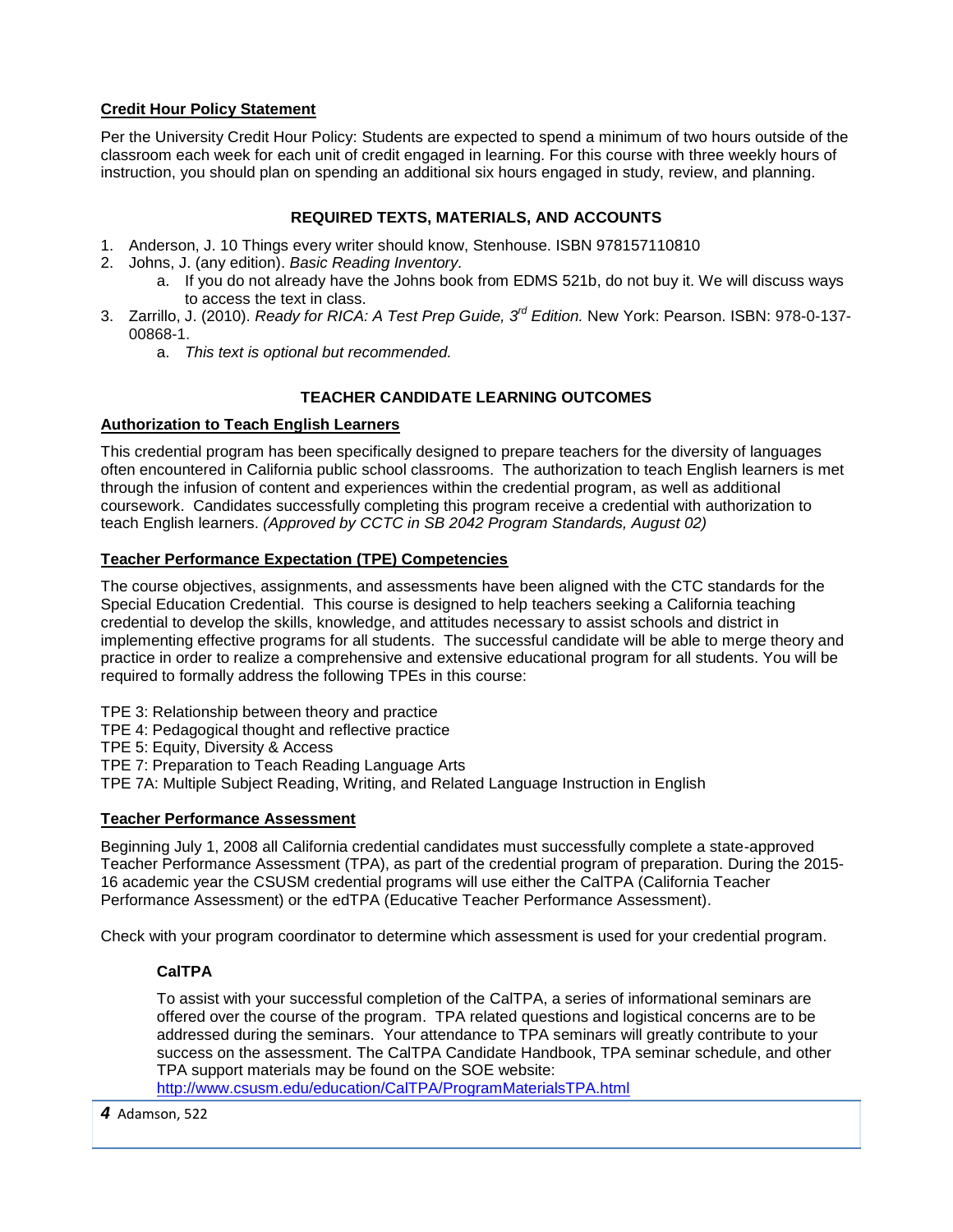**Credit Hour Policy Statement**

Per the University Credit Hour Policy: Students are expected to spend a minimum of two hours outside of the classroom each week for each unit of credit engaged in learning. For this course with three weekly hours of instruction, you should plan on spending an additional six hours engaged in study, review, and planning.

## REQUIRED TEXTS, MATERIALS, AND ACCOUNTS

1. Anderson, J. 10 Things every writer should know, Stenhouse. ISBN 978157110810
2. Johns, J. (any edition). *Basic Reading Inventory.*
   a. If you do not already have the Johns book from EDMS 521b, do not buy it. We will discuss ways to access the text in class.
3. Zarrillo, J. (2010). *Ready for RICA: A Test Prep Guide, 3rd Edition.* New York: Pearson. ISBN: 978-0-137-00868-1.
   a. *This text is optional but recommended.*

## TEACHER CANDIDATE LEARNING OUTCOMES

**Authorization to Teach English Learners**

This credential program has been specifically designed to prepare teachers for the diversity of languages often encountered in California public school classrooms. The authorization to teach English learners is met through the infusion of content and experiences within the credential program, as well as additional coursework. Candidates successfully completing this program receive a credential with authorization to teach English learners. *(Approved by CCTC in SB 2042 Program Standards, August 02)*

**Teacher Performance Expectation (TPE) Competencies**

The course objectives, assignments, and assessments have been aligned with the CTC standards for the Special Education Credential. This course is designed to help teachers seeking a California teaching credential to develop the skills, knowledge, and attitudes necessary to assist schools and district in implementing effective programs for all students. The successful candidate will be able to merge theory and practice in order to realize a comprehensive and extensive educational program for all students. You will be required to formally address the following TPEs in this course:

TPE 3: Relationship between theory and practice
TPE 4: Pedagogical thought and reflective practice
TPE 5: Equity, Diversity & Access
TPE 7: Preparation to Teach Reading Language Arts
TPE 7A: Multiple Subject Reading, Writing, and Related Language Instruction in English

**Teacher Performance Assessment**

Beginning July 1, 2008 all California credential candidates must successfully complete a state-approved Teacher Performance Assessment (TPA), as part of the credential program of preparation. During the 2015-16 academic year the CSUSM credential programs will use either the CalTPA (California Teacher Performance Assessment) or the edTPA (Educative Teacher Performance Assessment).

Check with your program coordinator to determine which assessment is used for your credential program.

**CalTPA**

To assist with your successful completion of the CalTPA, a series of informational seminars are offered over the course of the program. TPA related questions and logistical concerns are to be addressed during the seminars. Your attendance to TPA seminars will greatly contribute to your success on the assessment. The CalTPA Candidate Handbook, TPA seminar schedule, and other TPA support materials may be found on the SOE website: http://www.csusm.edu/education/CalTPA/ProgramMaterialsTPA.html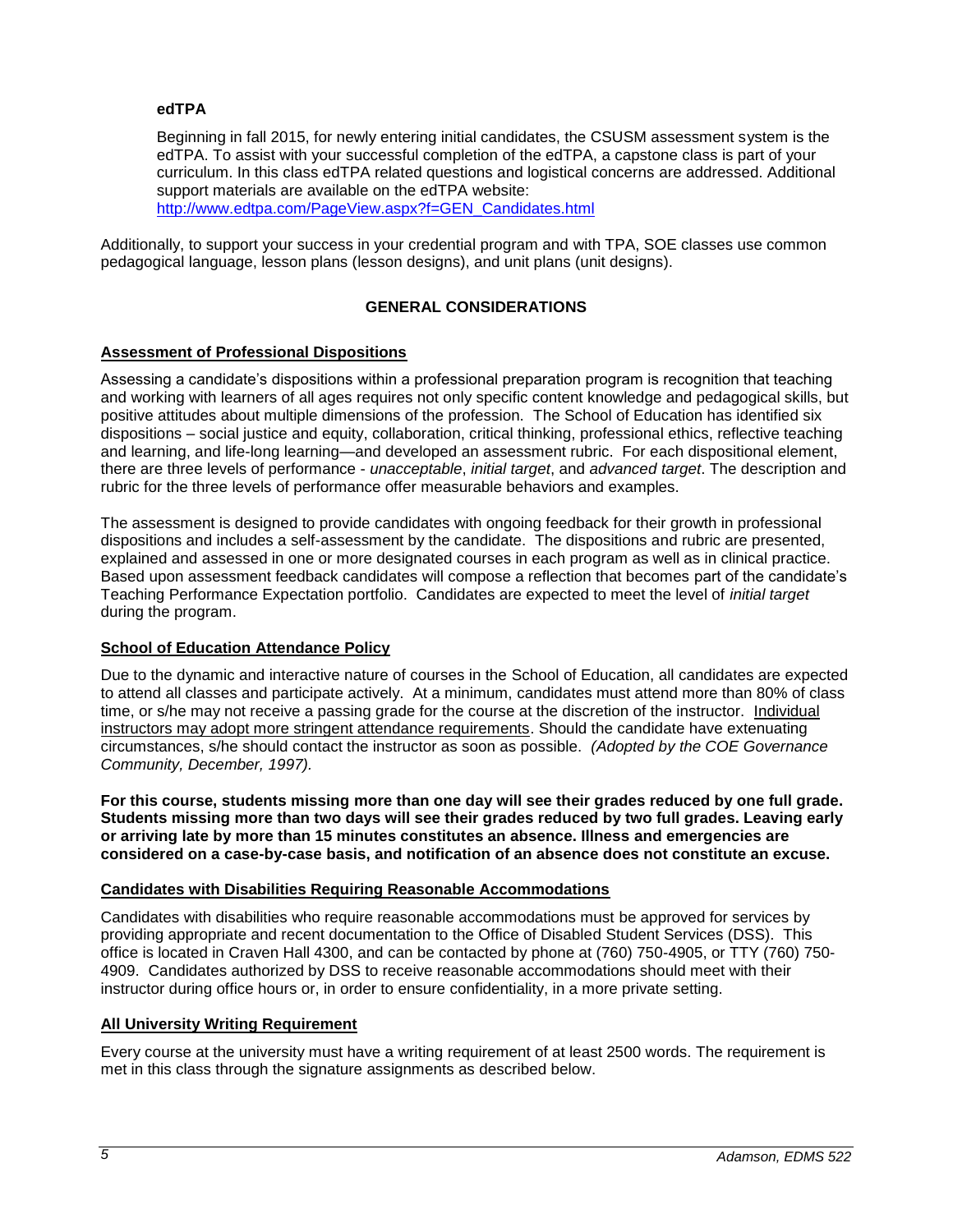### edTPA

Beginning in fall 2015, for newly entering initial candidates, the CSUSM assessment system is the edTPA. To assist with your successful completion of the edTPA, a capstone class is part of your curriculum. In this class edTPA related questions and logistical concerns are addressed. Additional support materials are available on the edTPA website:
[http://www.edtpa.com/PageView.aspx?f=GEN_Candidates.html](http://www.edtpa.com/PageView.aspx?f=GEN_Candidates.html)

Additionally, to support your success in your credential program and with TPA, SOE classes use common pedagogical language, lesson plans (lesson designs), and unit plans (unit designs).

## GENERAL CONSIDERATIONS

### Assessment of Professional Dispositions

Assessing a candidate's dispositions within a professional preparation program is recognition that teaching and working with learners of all ages requires not only specific content knowledge and pedagogical skills, but positive attitudes about multiple dimensions of the profession. The School of Education has identified six dispositions – social justice and equity, collaboration, critical thinking, professional ethics, reflective teaching and learning, and life-long learning—and developed an assessment rubric. For each dispositional element, there are three levels of performance - *unacceptable*, *initial target*, and *advanced target*. The description and rubric for the three levels of performance offer measurable behaviors and examples.

The assessment is designed to provide candidates with ongoing feedback for their growth in professional dispositions and includes a self-assessment by the candidate. The dispositions and rubric are presented, explained and assessed in one or more designated courses in each program as well as in clinical practice. Based upon assessment feedback candidates will compose a reflection that becomes part of the candidate's Teaching Performance Expectation portfolio. Candidates are expected to meet the level of *initial target* during the program.

### School of Education Attendance Policy

Due to the dynamic and interactive nature of courses in the School of Education, all candidates are expected to attend all classes and participate actively. At a minimum, candidates must attend more than 80% of class time, or s/he may not receive a passing grade for the course at the discretion of the instructor. Individual instructors may adopt more stringent attendance requirements. Should the candidate have extenuating circumstances, s/he should contact the instructor as soon as possible. *(Adopted by the COE Governance Community, December, 1997).*

**For this course, students missing more than one day will see their grades reduced by one full grade. Students missing more than two days will see their grades reduced by two full grades. Leaving early or arriving late by more than 15 minutes constitutes an absence. Illness and emergencies are considered on a case-by-case basis, and notification of an absence does not constitute an excuse.**

### Candidates with Disabilities Requiring Reasonable Accommodations

Candidates with disabilities who require reasonable accommodations must be approved for services by providing appropriate and recent documentation to the Office of Disabled Student Services (DSS). This office is located in Craven Hall 4300, and can be contacted by phone at (760) 750-4905, or TTY (760) 750-4909. Candidates authorized by DSS to receive reasonable accommodations should meet with their instructor during office hours or, in order to ensure confidentiality, in a more private setting.

### All University Writing Requirement

Every course at the university must have a writing requirement of at least 2500 words. The requirement is met in this class through the signature assignments as described below.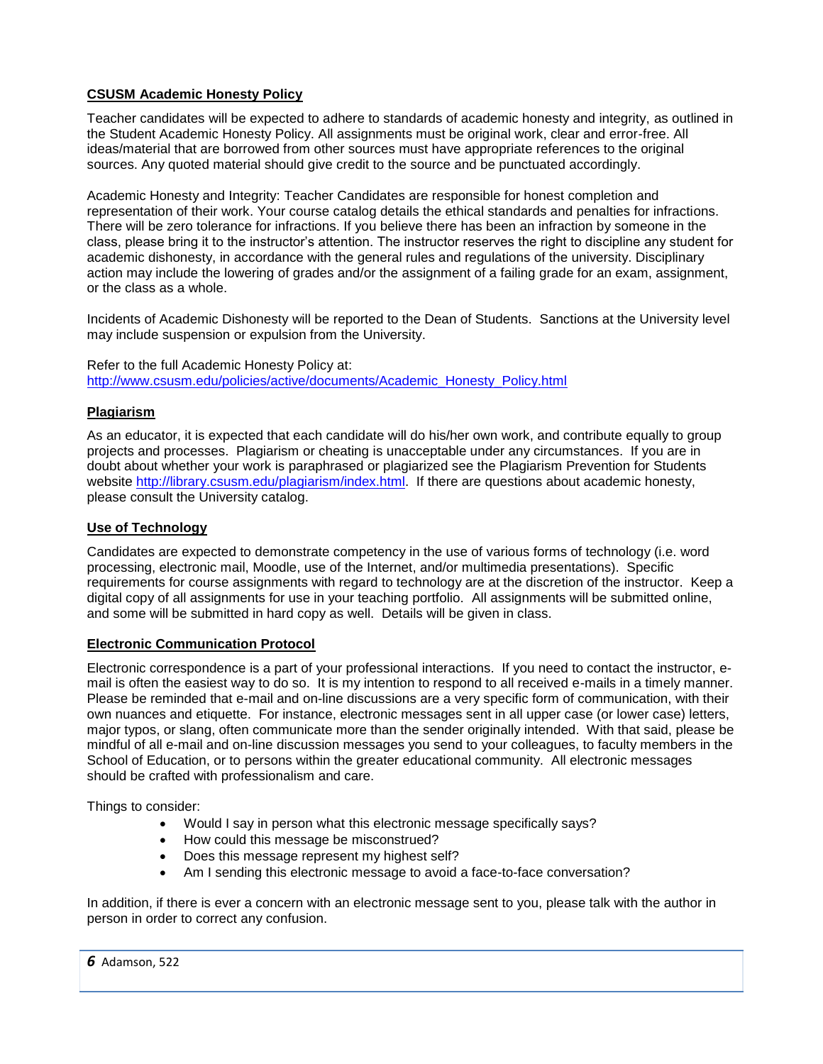### CSUSM Academic Honesty Policy

Teacher candidates will be expected to adhere to standards of academic honesty and integrity, as outlined in the Student Academic Honesty Policy. All assignments must be original work, clear and error-free. All ideas/material that are borrowed from other sources must have appropriate references to the original sources. Any quoted material should give credit to the source and be punctuated accordingly.

Academic Honesty and Integrity: Teacher Candidates are responsible for honest completion and representation of their work. Your course catalog details the ethical standards and penalties for infractions. There will be zero tolerance for infractions. If you believe there has been an infraction by someone in the class, please bring it to the instructor's attention. The instructor reserves the right to discipline any student for academic dishonesty, in accordance with the general rules and regulations of the university. Disciplinary action may include the lowering of grades and/or the assignment of a failing grade for an exam, assignment, or the class as a whole.

Incidents of Academic Dishonesty will be reported to the Dean of Students. Sanctions at the University level may include suspension or expulsion from the University.

Refer to the full Academic Honesty Policy at:
http://www.csusm.edu/policies/active/documents/Academic_Honesty_Policy.html

### Plagiarism

As an educator, it is expected that each candidate will do his/her own work, and contribute equally to group projects and processes. Plagiarism or cheating is unacceptable under any circumstances. If you are in doubt about whether your work is paraphrased or plagiarized see the Plagiarism Prevention for Students website http://library.csusm.edu/plagiarism/index.html. If there are questions about academic honesty, please consult the University catalog.

### Use of Technology

Candidates are expected to demonstrate competency in the use of various forms of technology (i.e. word processing, electronic mail, Moodle, use of the Internet, and/or multimedia presentations). Specific requirements for course assignments with regard to technology are at the discretion of the instructor. Keep a digital copy of all assignments for use in your teaching portfolio. All assignments will be submitted online, and some will be submitted in hard copy as well. Details will be given in class.

### Electronic Communication Protocol

Electronic correspondence is a part of your professional interactions. If you need to contact the instructor, e-mail is often the easiest way to do so. It is my intention to respond to all received e-mails in a timely manner. Please be reminded that e-mail and on-line discussions are a very specific form of communication, with their own nuances and etiquette. For instance, electronic messages sent in all upper case (or lower case) letters, major typos, or slang, often communicate more than the sender originally intended. With that said, please be mindful of all e-mail and on-line discussion messages you send to your colleagues, to faculty members in the School of Education, or to persons within the greater educational community. All electronic messages should be crafted with professionalism and care.

Things to consider:

- Would I say in person what this electronic message specifically says?
- How could this message be misconstrued?
- Does this message represent my highest self?
- Am I sending this electronic message to avoid a face-to-face conversation?

In addition, if there is ever a concern with an electronic message sent to you, please talk with the author in person in order to correct any confusion.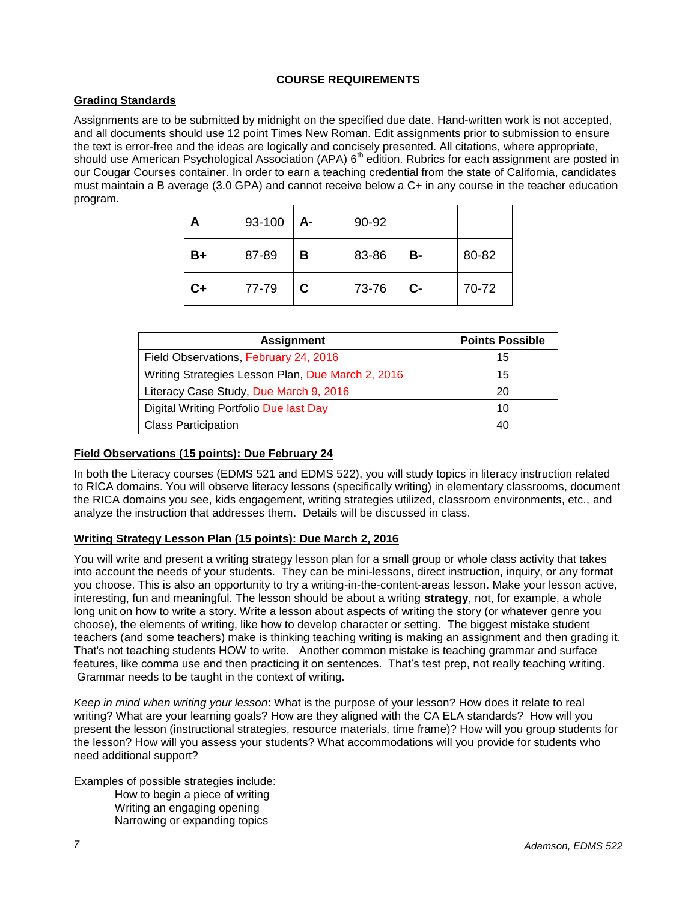## COURSE REQUIREMENTS

### Grading Standards

Assignments are to be submitted by midnight on the specified due date. Hand-written work is not accepted, and all documents should use 12 point Times New Roman. Edit assignments prior to submission to ensure the text is error-free and the ideas are logically and concisely presented. All citations, where appropriate, should use American Psychological Association (APA) 6th edition. Rubrics for each assignment are posted in our Cougar Courses container. In order to earn a teaching credential from the state of California, candidates must maintain a B average (3.0 GPA) and cannot receive below a C+ in any course in the teacher education program.

| **A** | 93-100 | **A-** | 90-92 | | |
|---|---|---|---|---|---|
| **B+** | 87-89 | **B** | 83-86 | **B-** | 80-82 |
| **C+** | 77-79 | **C** | 73-76 | **C-** | 70-72 |

| Assignment | Points Possible |
|---|---|
| Field Observations, February 24, 2016 | 15 |
| Writing Strategies Lesson Plan, Due March 2, 2016 | 15 |
| Literacy Case Study, Due March 9, 2016 | 20 |
| Digital Writing Portfolio Due last Day | 10 |
| Class Participation | 40 |

### Field Observations (15 points): Due February 24

In both the Literacy courses (EDMS 521 and EDMS 522), you will study topics in literacy instruction related to RICA domains. You will observe literacy lessons (specifically writing) in elementary classrooms, document the RICA domains you see, kids engagement, writing strategies utilized, classroom environments, etc., and analyze the instruction that addresses them. Details will be discussed in class.

### Writing Strategy Lesson Plan (15 points): Due March 2, 2016

You will write and present a writing strategy lesson plan for a small group or whole class activity that takes into account the needs of your students. They can be mini-lessons, direct instruction, inquiry, or any format you choose. This is also an opportunity to try a writing-in-the-content-areas lesson. Make your lesson active, interesting, fun and meaningful. The lesson should be about a writing **strategy**, not, for example, a whole long unit on how to write a story. Write a lesson about aspects of writing the story (or whatever genre you choose), the elements of writing, like how to develop character or setting. The biggest mistake student teachers (and some teachers) make is thinking teaching writing is making an assignment and then grading it. That's not teaching students HOW to write. Another common mistake is teaching grammar and surface features, like comma use and then practicing it on sentences. That's test prep, not really teaching writing. Grammar needs to be taught in the context of writing.

*Keep in mind when writing your lesson*: What is the purpose of your lesson? How does it relate to real writing? What are your learning goals? How are they aligned with the CA ELA standards? How will you present the lesson (instructional strategies, resource materials, time frame)? How will you group students for the lesson? How will you assess your students? What accommodations will you provide for students who need additional support?

Examples of possible strategies include:

- How to begin a piece of writing
- Writing an engaging opening
- Narrowing or expanding topics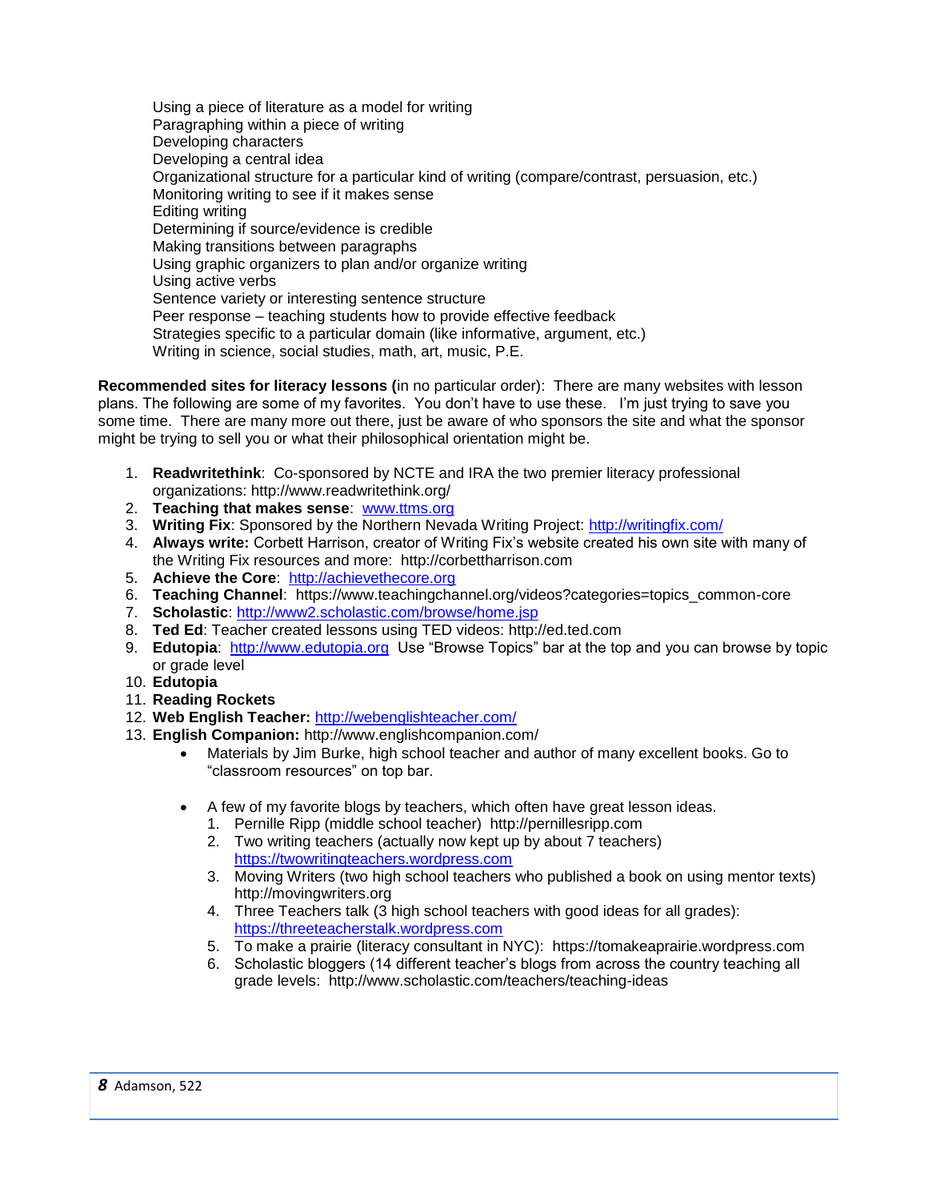Using a piece of literature as a model for writing
Paragraphing within a piece of writing
Developing characters
Developing a central idea
Organizational structure for a particular kind of writing (compare/contrast, persuasion, etc.)
Monitoring writing to see if it makes sense
Editing writing
Determining if source/evidence is credible
Making transitions between paragraphs
Using graphic organizers to plan and/or organize writing
Using active verbs
Sentence variety or interesting sentence structure
Peer response – teaching students how to provide effective feedback
Strategies specific to a particular domain (like informative, argument, etc.)
Writing in science, social studies, math, art, music, P.E.

**Recommended sites for literacy lessons (**in no particular order): There are many websites with lesson plans. The following are some of my favorites. You don't have to use these. I'm just trying to save you some time. There are many more out there, just be aware of who sponsors the site and what the sponsor might be trying to sell you or what their philosophical orientation might be.

1. **Readwritethink**: Co-sponsored by NCTE and IRA the two premier literacy professional organizations: http://www.readwritethink.org/
2. **Teaching that makes sense**: www.ttms.org
3. **Writing Fix**: Sponsored by the Northern Nevada Writing Project: http://writingfix.com/
4. **Always write:** Corbett Harrison, creator of Writing Fix's website created his own site with many of the Writing Fix resources and more: http://corbettharrison.com
5. **Achieve the Core**: http://achievethecore.org
6. **Teaching Channel**: https://www.teachingchannel.org/videos?categories=topics_common-core
7. **Scholastic**: http://www2.scholastic.com/browse/home.jsp
8. **Ted Ed**: Teacher created lessons using TED videos: http://ed.ted.com
9. **Edutopia**: http://www.edutopia.org Use "Browse Topics" bar at the top and you can browse by topic or grade level
10. **Edutopia**
11. **Reading Rockets**
12. **Web English Teacher:** http://webenglishteacher.com/
13. **English Companion:** http://www.englishcompanion.com/
    - Materials by Jim Burke, high school teacher and author of many excellent books. Go to "classroom resources" on top bar.

    - A few of my favorite blogs by teachers, which often have great lesson ideas.
      1. Pernille Ripp (middle school teacher) http://pernillesripp.com
      2. Two writing teachers (actually now kept up by about 7 teachers) https://twowritingteachers.wordpress.com
      3. Moving Writers (two high school teachers who published a book on using mentor texts) http://movingwriters.org
      4. Three Teachers talk (3 high school teachers with good ideas for all grades): https://threeteacherstalk.wordpress.com
      5. To make a prairie (literacy consultant in NYC): https://tomakeaprairie.wordpress.com
      6. Scholastic bloggers (14 different teacher's blogs from across the country teaching all grade levels: http://www.scholastic.com/teachers/teaching-ideas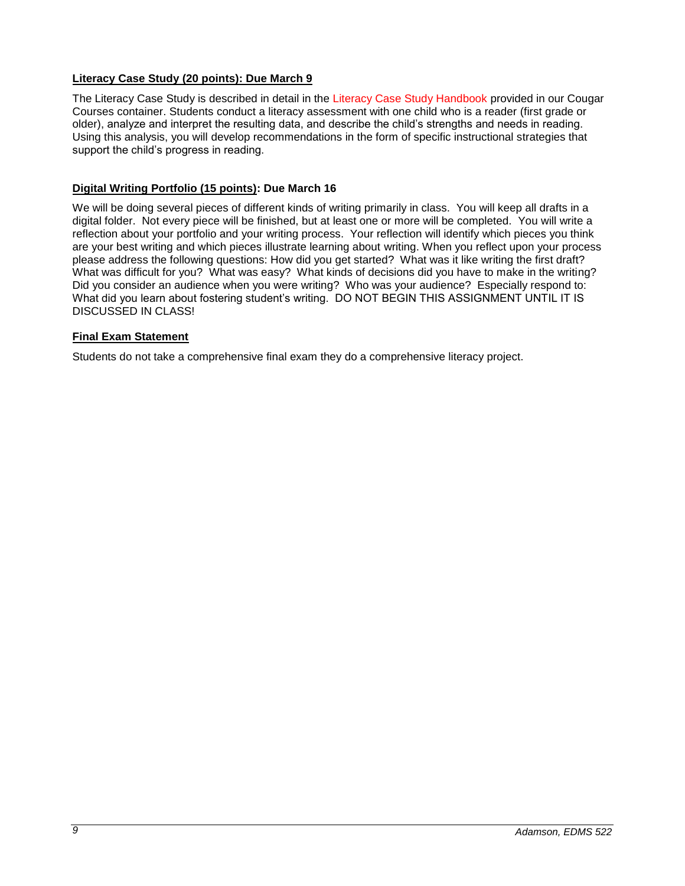**Literacy Case Study (20 points): Due March 9**

The Literacy Case Study is described in detail in the Literacy Case Study Handbook provided in our Cougar Courses container. Students conduct a literacy assessment with one child who is a reader (first grade or older), analyze and interpret the resulting data, and describe the child's strengths and needs in reading. Using this analysis, you will develop recommendations in the form of specific instructional strategies that support the child's progress in reading.

**Digital Writing Portfolio (15 points): Due March 16**

We will be doing several pieces of different kinds of writing primarily in class. You will keep all drafts in a digital folder. Not every piece will be finished, but at least one or more will be completed. You will write a reflection about your portfolio and your writing process. Your reflection will identify which pieces you think are your best writing and which pieces illustrate learning about writing. When you reflect upon your process please address the following questions: How did you get started? What was it like writing the first draft? What was difficult for you? What was easy? What kinds of decisions did you have to make in the writing? Did you consider an audience when you were writing? Who was your audience? Especially respond to: What did you learn about fostering student's writing. DO NOT BEGIN THIS ASSIGNMENT UNTIL IT IS DISCUSSED IN CLASS!

**Final Exam Statement**

Students do not take a comprehensive final exam they do a comprehensive literacy project.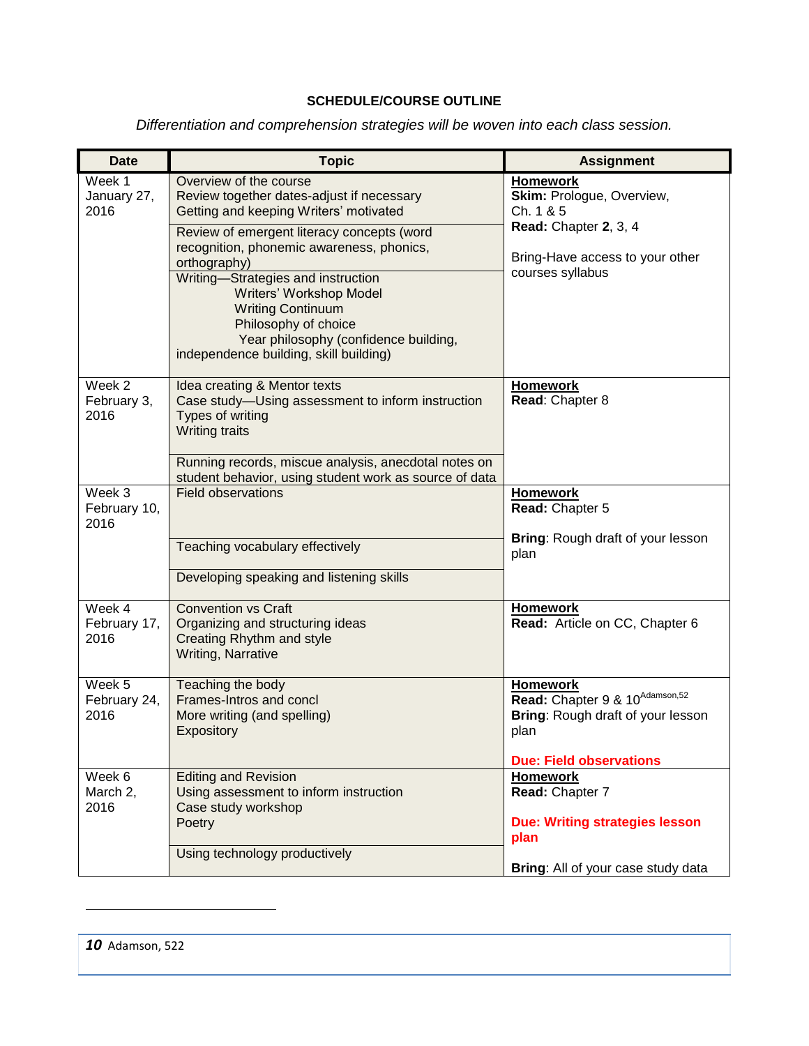**SCHEDULE/COURSE OUTLINE**

*Differentiation and comprehension strategies will be woven into each class session.*

| Date | Topic | Assignment |
|---|---|---|
| Week 1 January 27, 2016 | Overview of the course<br>Review together dates-adjust if necessary<br>Getting and keeping Writers' motivated<br><br>Review of emergent literacy concepts (word recognition, phonemic awareness, phonics, orthography)<br><br>Writing—Strategies and instruction<br>Writers' Workshop Model<br>Writing Continuum<br>Philosophy of choice<br>Year philosophy (confidence building, independence building, skill building) | **Homework**<br>**Skim:** Prologue, Overview, Ch. 1 & 5<br>**Read:** Chapter **2**, 3, 4<br><br>Bring-Have access to your other courses syllabus |
| Week 2 February 3, 2016 | Idea creating & Mentor texts<br>Case study—Using assessment to inform instruction<br>Types of writing<br>Writing traits<br><br>Running records, miscue analysis, anecdotal notes on student behavior, using student work as source of data | **Homework**<br>**Read**: Chapter 8 |
| Week 3 February 10, 2016 | Field observations<br><br>Teaching vocabulary effectively<br><br>Developing speaking and listening skills | **Homework**<br>**Read:** Chapter 5<br><br>**Bring**: Rough draft of your lesson plan |
| Week 4 February 17, 2016 | Convention vs Craft<br>Organizing and structuring ideas<br>Creating Rhythm and style<br>Writing, Narrative | **Homework**<br>**Read:** Article on CC, Chapter 6 |
| Week 5 February 24, 2016 | Teaching the body<br>Frames-Intros and concl<br>More writing (and spelling)<br>Expository | **Homework**<br>**Read:** Chapter 9 & 10[Adamson,52]<br>**Bring**: Rough draft of your lesson plan<br><br>**Due: Field observations** |
| Week 6 March 2, 2016 | Editing and Revision<br>Using assessment to inform instruction<br>Case study workshop<br>Poetry<br><br>Using technology productively | **Homework**<br>**Read:** Chapter 7<br><br>**Due: Writing strategies lesson plan**<br><br>**Bring**: All of your case study data |

---

[10] Adamson, 522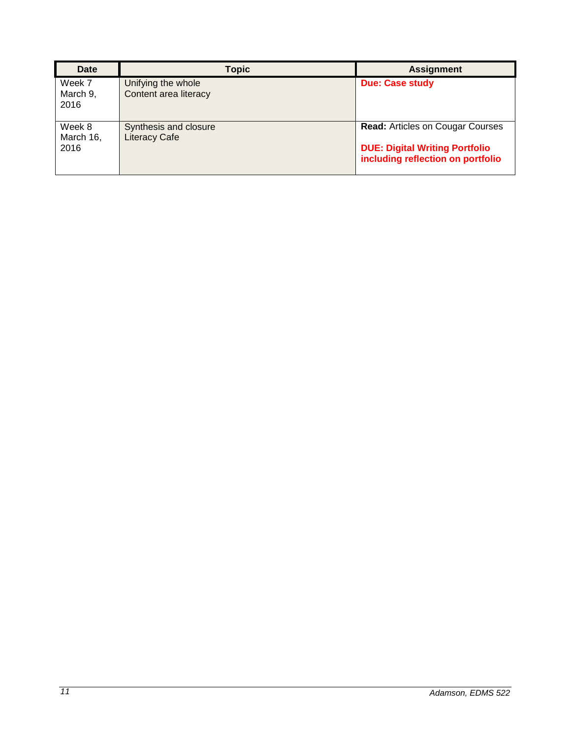| Date | Topic | Assignment |
|---|---|---|
| Week 7 March 9, 2016 | Unifying the whole<br>Content area literacy | **Due: Case study** |
| Week 8 March 16, 2016 | Synthesis and closure<br>Literacy Cafe | **Read:** Articles on Cougar Courses<br><br>**DUE: Digital Writing Portfolio including reflection on portfolio** |